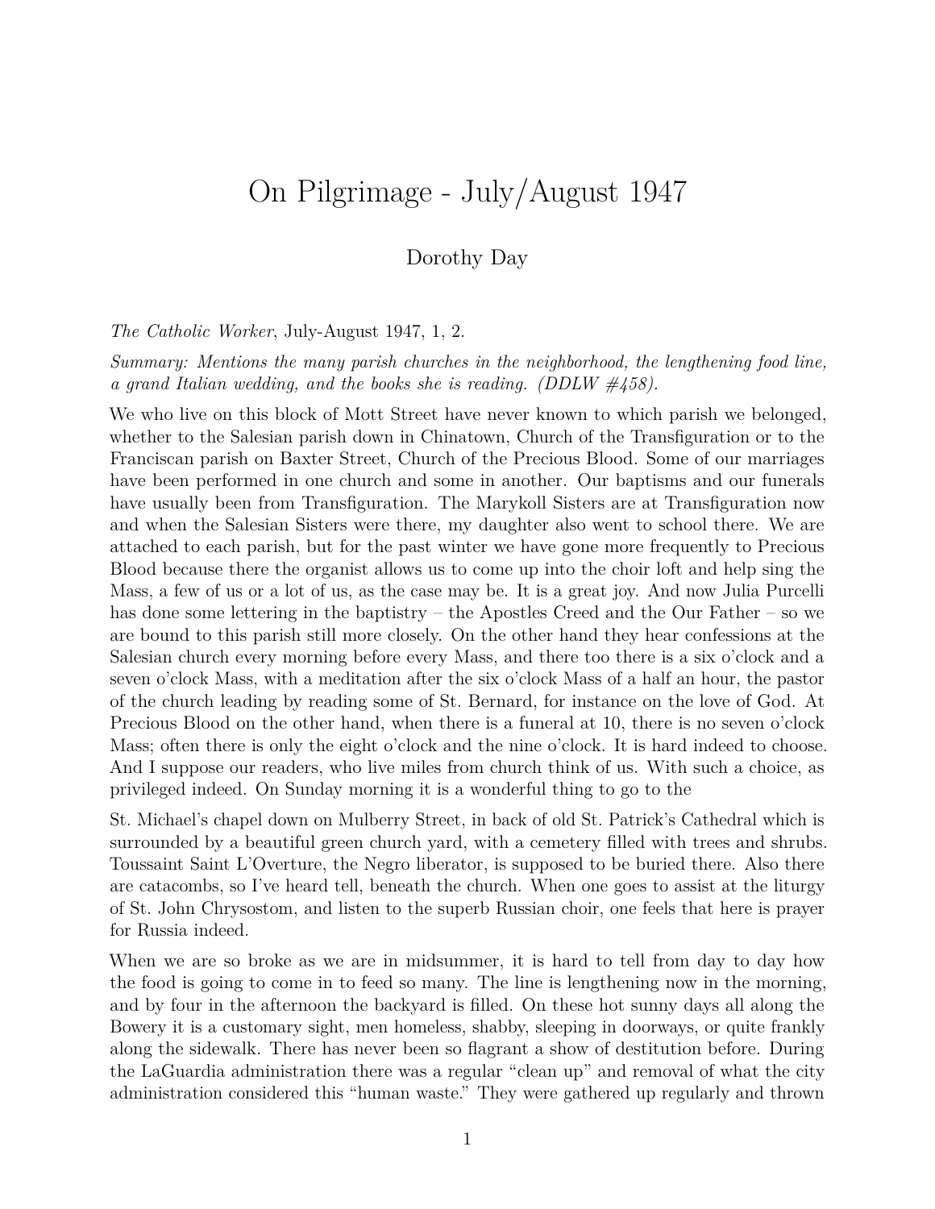# On Pilgrimage - July/August 1947

Dorothy Day

*The Catholic Worker*, July-August 1947, 1, 2.

*Summary: Mentions the many parish churches in the neighborhood, the lengthening food line, a grand Italian wedding, and the books she is reading. (DDLW #458).*

We who live on this block of Mott Street have never known to which parish we belonged, whether to the Salesian parish down in Chinatown, Church of the Transfiguration or to the Franciscan parish on Baxter Street, Church of the Precious Blood. Some of our marriages have been performed in one church and some in another. Our baptisms and our funerals have usually been from Transfiguration. The Marykoll Sisters are at Transfiguration now and when the Salesian Sisters were there, my daughter also went to school there. We are attached to each parish, but for the past winter we have gone more frequently to Precious Blood because there the organist allows us to come up into the choir loft and help sing the Mass, a few of us or a lot of us, as the case may be. It is a great joy. And now Julia Purcelli has done some lettering in the baptistry – the Apostles Creed and the Our Father – so we are bound to this parish still more closely. On the other hand they hear confessions at the Salesian church every morning before every Mass, and there too there is a six o'clock and a seven o'clock Mass, with a meditation after the six o'clock Mass of a half an hour, the pastor of the church leading by reading some of St. Bernard, for instance on the love of God. At Precious Blood on the other hand, when there is a funeral at 10, there is no seven o'clock Mass; often there is only the eight o'clock and the nine o'clock. It is hard indeed to choose. And I suppose our readers, who live miles from church think of us. With such a choice, as privileged indeed. On Sunday morning it is a wonderful thing to go to the

St. Michael's chapel down on Mulberry Street, in back of old St. Patrick's Cathedral which is surrounded by a beautiful green church yard, with a cemetery filled with trees and shrubs. Toussaint Saint L'Overture, the Negro liberator, is supposed to be buried there. Also there are catacombs, so I've heard tell, beneath the church. When one goes to assist at the liturgy of St. John Chrysostom, and listen to the superb Russian choir, one feels that here is prayer for Russia indeed.

When we are so broke as we are in midsummer, it is hard to tell from day to day how the food is going to come in to feed so many. The line is lengthening now in the morning, and by four in the afternoon the backyard is filled. On these hot sunny days all along the Bowery it is a customary sight, men homeless, shabby, sleeping in doorways, or quite frankly along the sidewalk. There has never been so flagrant a show of destitution before. During the LaGuardia administration there was a regular "clean up" and removal of what the city administration considered this "human waste." They were gathered up regularly and thrown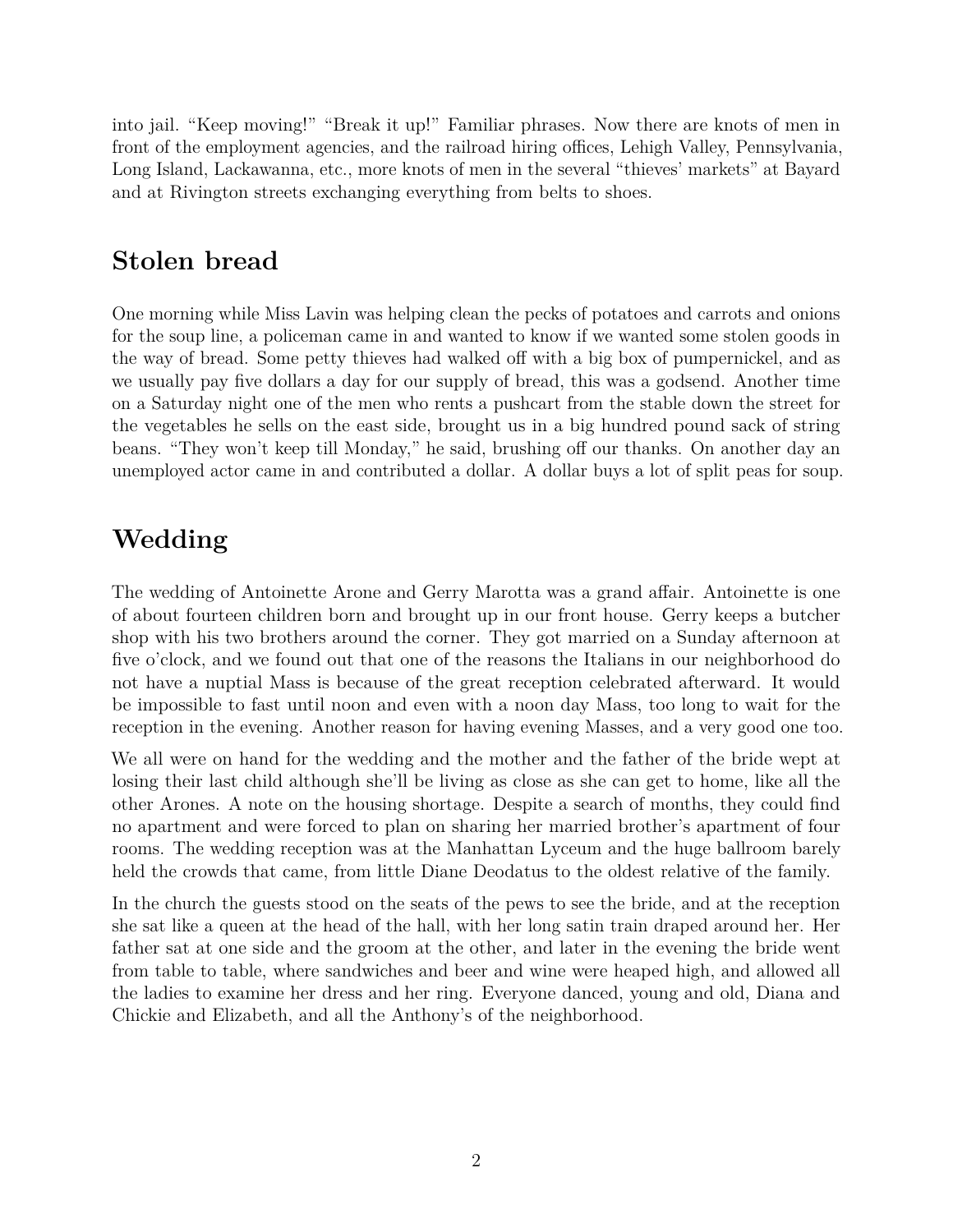into jail. “Keep moving!” “Break it up!” Familiar phrases. Now there are knots of men in front of the employment agencies, and the railroad hiring offices, Lehigh Valley, Pennsylvania, Long Island, Lackawanna, etc., more knots of men in the several “thieves’ markets” at Bayard and at Rivington streets exchanging everything from belts to shoes.

## Stolen bread

One morning while Miss Lavin was helping clean the pecks of potatoes and carrots and onions for the soup line, a policeman came in and wanted to know if we wanted some stolen goods in the way of bread. Some petty thieves had walked off with a big box of pumpernickel, and as we usually pay five dollars a day for our supply of bread, this was a godsend. Another time on a Saturday night one of the men who rents a pushcart from the stable down the street for the vegetables he sells on the east side, brought us in a big hundred pound sack of string beans. “They won’t keep till Monday,” he said, brushing off our thanks. On another day an unemployed actor came in and contributed a dollar. A dollar buys a lot of split peas for soup.

## Wedding

The wedding of Antoinette Arone and Gerry Marotta was a grand affair. Antoinette is one of about fourteen children born and brought up in our front house. Gerry keeps a butcher shop with his two brothers around the corner. They got married on a Sunday afternoon at five o’clock, and we found out that one of the reasons the Italians in our neighborhood do not have a nuptial Mass is because of the great reception celebrated afterward. It would be impossible to fast until noon and even with a noon day Mass, too long to wait for the reception in the evening. Another reason for having evening Masses, and a very good one too.

We all were on hand for the wedding and the mother and the father of the bride wept at losing their last child although she’ll be living as close as she can get to home, like all the other Arones. A note on the housing shortage. Despite a search of months, they could find no apartment and were forced to plan on sharing her married brother’s apartment of four rooms. The wedding reception was at the Manhattan Lyceum and the huge ballroom barely held the crowds that came, from little Diane Deodatus to the oldest relative of the family.

In the church the guests stood on the seats of the pews to see the bride, and at the reception she sat like a queen at the head of the hall, with her long satin train draped around her. Her father sat at one side and the groom at the other, and later in the evening the bride went from table to table, where sandwiches and beer and wine were heaped high, and allowed all the ladies to examine her dress and her ring. Everyone danced, young and old, Diana and Chickie and Elizabeth, and all the Anthony’s of the neighborhood.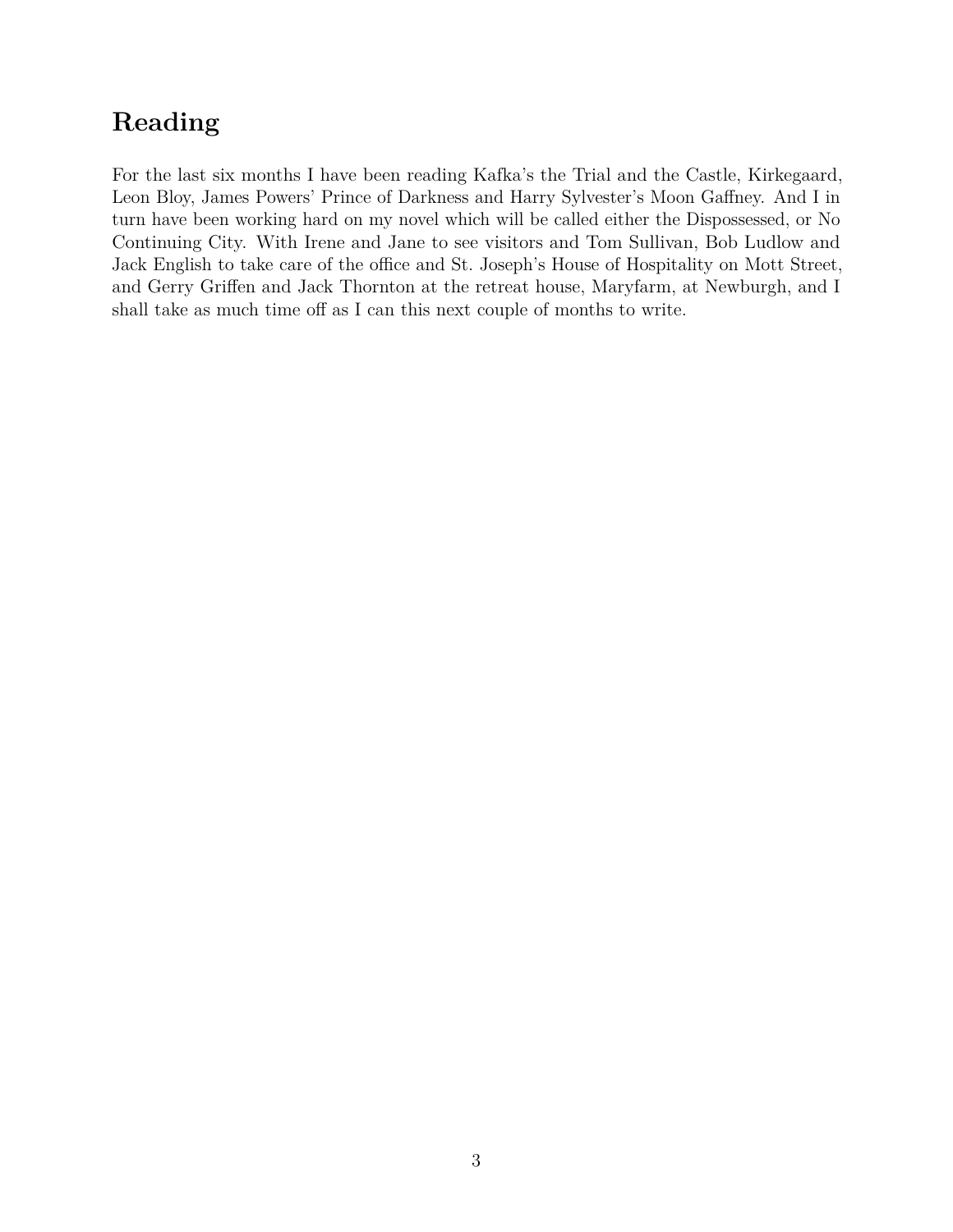## Reading

For the last six months I have been reading Kafka's the Trial and the Castle, Kirkegaard, Leon Bloy, James Powers' Prince of Darkness and Harry Sylvester's Moon Gaffney. And I in turn have been working hard on my novel which will be called either the Dispossessed, or No Continuing City. With Irene and Jane to see visitors and Tom Sullivan, Bob Ludlow and Jack English to take care of the office and St. Joseph's House of Hospitality on Mott Street, and Gerry Griffen and Jack Thornton at the retreat house, Maryfarm, at Newburgh, and I shall take as much time off as I can this next couple of months to write.